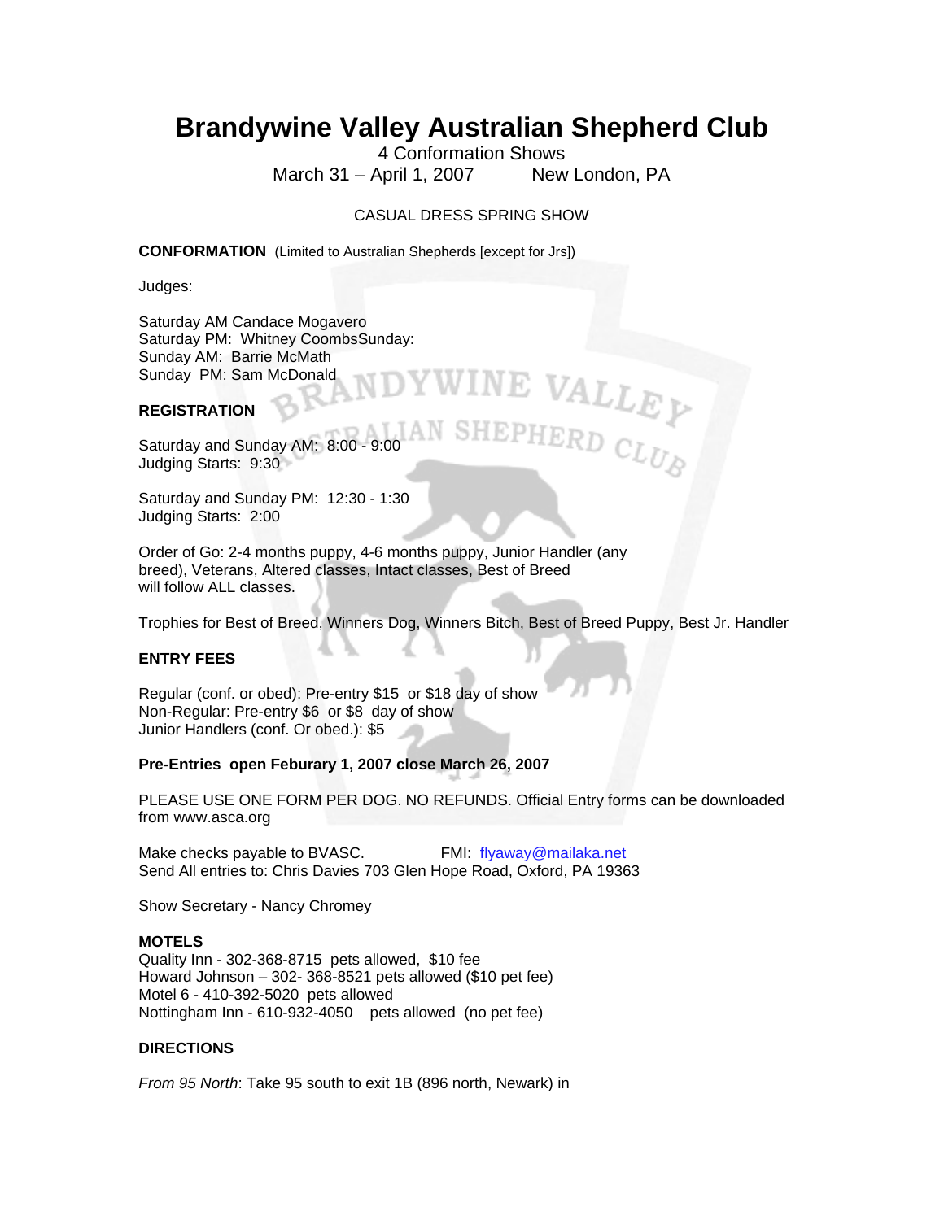# Brandywine Valley Australian Shepherd Club

4 Conformation Shows

March 31 – April 1, 2007 New London, PA

CASUAL DRESS SPRING SHOW

**CONFORMATION** (Limited to Australian Shepherds [except for Jrs])

Judges:

Saturday AM Candace Mogavero
Saturday PM: Whitney CoombsSunday:
Sunday AM: Barrie McMath
Sunday PM: Sam McDonald

**REGISTRATION**

Saturday and Sunday AM: 8:00 - 9:00
Judging Starts: 9:30

Saturday and Sunday PM: 12:30 - 1:30
Judging Starts: 2:00

Order of Go: 2-4 months puppy, 4-6 months puppy, Junior Handler (any breed), Veterans, Altered classes, Intact classes, Best of Breed will follow ALL classes.

Trophies for Best of Breed, Winners Dog, Winners Bitch, Best of Breed Puppy, Best Jr. Handler

**ENTRY FEES**

Regular (conf. or obed): Pre-entry $15 or $18 day of show
Non-Regular: Pre-entry $6 or $8 day of show
Junior Handlers (conf. Or obed.): $5

**Pre-Entries open Feburary 1, 2007 close March 26, 2007**

PLEASE USE ONE FORM PER DOG. NO REFUNDS. Official Entry forms can be downloaded from www.asca.org

Make checks payable to BVASC. FMI: flyaway@mailaka.net
Send All entries to: Chris Davies 703 Glen Hope Road, Oxford, PA 19363

Show Secretary - Nancy Chromey

**MOTELS**

Quality Inn - 302-368-8715 pets allowed, $10 fee
Howard Johnson – 302- 368-8521 pets allowed ($10 pet fee)
Motel 6 - 410-392-5020 pets allowed
Nottingham Inn - 610-932-4050 pets allowed (no pet fee)

**DIRECTIONS**

*From 95 North*: Take 95 south to exit 1B (896 north, Newark) in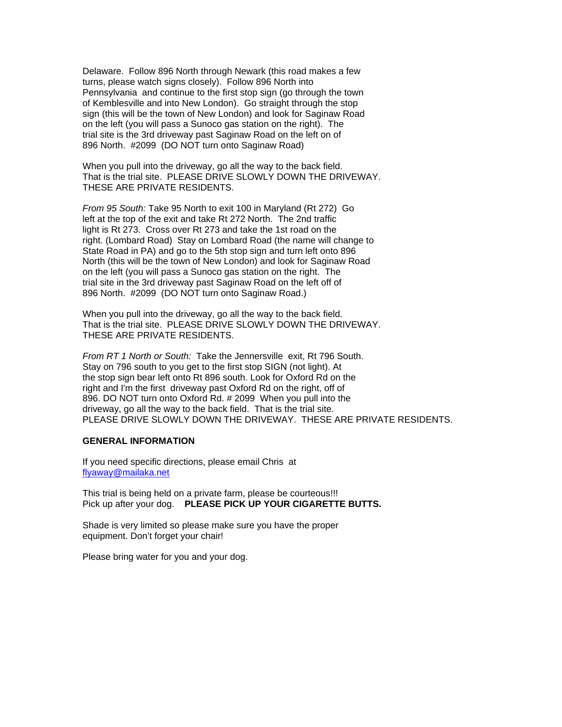Delaware. Follow 896 North through Newark (this road makes a few turns, please watch signs closely). Follow 896 North into Pennsylvania and continue to the first stop sign (go through the town of Kemblesville and into New London). Go straight through the stop sign (this will be the town of New London) and look for Saginaw Road on the left (you will pass a Sunoco gas station on the right). The trial site is the 3rd driveway past Saginaw Road on the left on of 896 North. #2099 (DO NOT turn onto Saginaw Road)

When you pull into the driveway, go all the way to the back field. That is the trial site. PLEASE DRIVE SLOWLY DOWN THE DRIVEWAY. THESE ARE PRIVATE RESIDENTS.

*From 95 South:* Take 95 North to exit 100 in Maryland (Rt 272) Go left at the top of the exit and take Rt 272 North. The 2nd traffic light is Rt 273. Cross over Rt 273 and take the 1st road on the right. (Lombard Road) Stay on Lombard Road (the name will change to State Road in PA) and go to the 5th stop sign and turn left onto 896 North (this will be the town of New London) and look for Saginaw Road on the left (you will pass a Sunoco gas station on the right. The trial site in the 3rd driveway past Saginaw Road on the left off of 896 North. #2099 (DO NOT turn onto Saginaw Road.)

When you pull into the driveway, go all the way to the back field. That is the trial site. PLEASE DRIVE SLOWLY DOWN THE DRIVEWAY. THESE ARE PRIVATE RESIDENTS.

*From RT 1 North or South:* Take the Jennersville exit, Rt 796 South. Stay on 796 south to you get to the first stop SIGN (not light). At the stop sign bear left onto Rt 896 south. Look for Oxford Rd on the right and I'm the first driveway past Oxford Rd on the right, off of 896. DO NOT turn onto Oxford Rd. # 2099 When you pull into the driveway, go all the way to the back field. That is the trial site. PLEASE DRIVE SLOWLY DOWN THE DRIVEWAY. THESE ARE PRIVATE RESIDENTS.

**GENERAL INFORMATION**

If you need specific directions, please email Chris at flyaway@mailaka.net

This trial is being held on a private farm, please be courteous!!!
Pick up after your dog. **PLEASE PICK UP YOUR CIGARETTE BUTTS.**

Shade is very limited so please make sure you have the proper equipment. Don't forget your chair!

Please bring water for you and your dog.